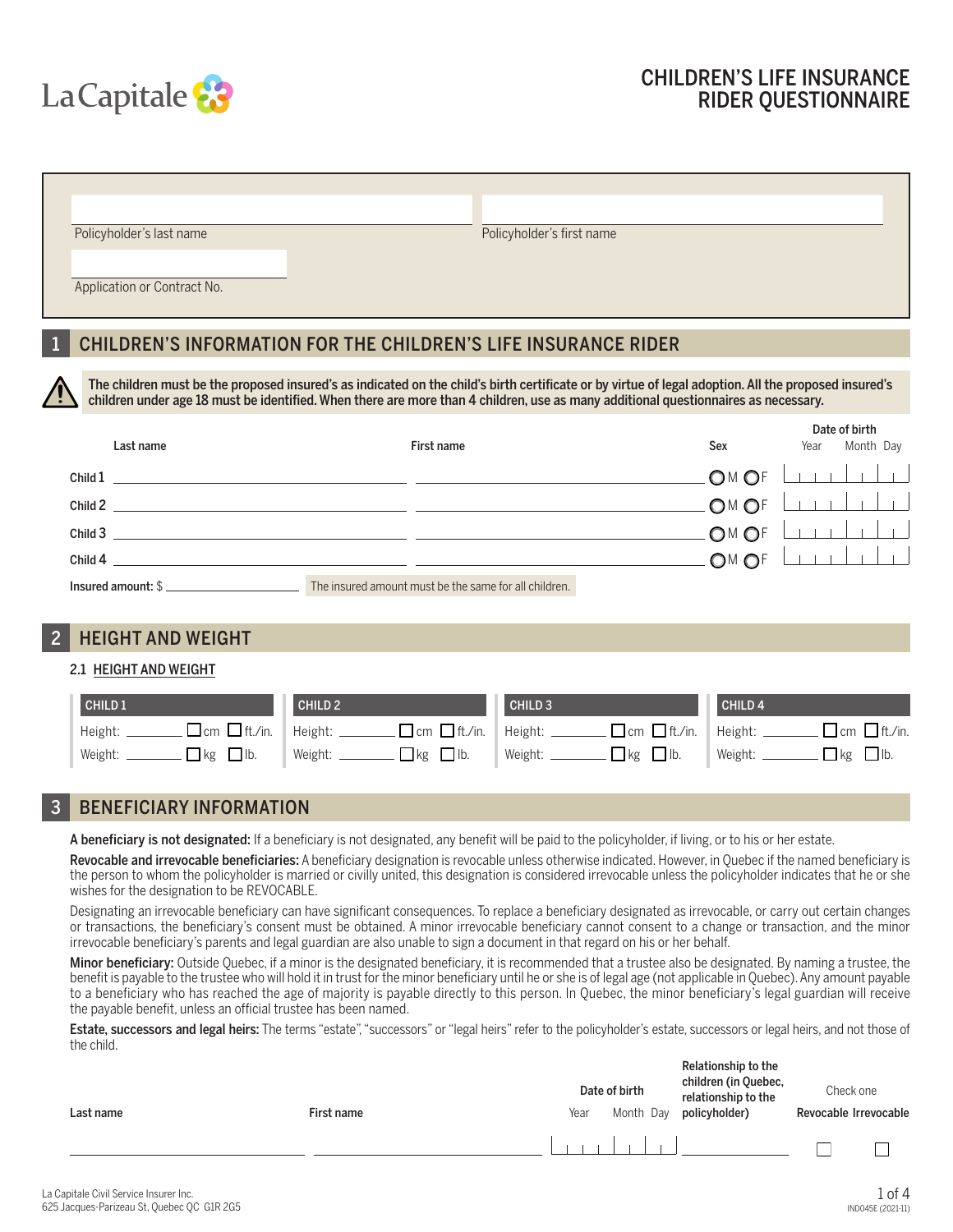LaCapitale

# CHILDREN'S LIFE INSURANCE RIDER QUESTIONNAIRE

Policyholder's last name

Policyholder's first name

Application or Contract No.

## 1 CHILDREN'S INFORMATION FOR THE CHILDREN'S LIFE INSURANCE RIDER

**The children must be the proposed insured's as indicated on the child's birth certificate or by virtue of legal adoption. All the proposed insured's children under age 18 must be identified. When there are more than 4 children, use as many additional questionnaires as necessary.**

| | Last name | First name | Sex | Date of birth Year Month Day |
|---|---|---|---|---|
| Child 1 | | | ○ M ○ F | |
| Child 2 | | | ○ M ○ F | |
| Child 3 | | | ○ M ○ F | |
| Child 4 | | | ○ M ○ F | |

**Insured amount:** $ ______________ The insured amount must be the same for all children.

## 2 HEIGHT AND WEIGHT

### 2.1 HEIGHT AND WEIGHT

| CHILD 1 | CHILD 2 | CHILD 3 | CHILD 4 |
|---|---|---|---|
| Height: ______ ☐ cm ☐ ft./in. | Height: ______ ☐ cm ☐ ft./in. | Height: ______ ☐ cm ☐ ft./in. | Height: ______ ☐ cm ☐ ft./in. |
| Weight: ______ ☐ kg ☐ lb. | Weight: ______ ☐ kg ☐ lb. | Weight: ______ ☐ kg ☐ lb. | Weight: ______ ☐ kg ☐ lb. |

## 3 BENEFICIARY INFORMATION

**A beneficiary is not designated:** If a beneficiary is not designated, any benefit will be paid to the policyholder, if living, or to his or her estate.

**Revocable and irrevocable beneficiaries:** A beneficiary designation is revocable unless otherwise indicated. However, in Quebec if the named beneficiary is the person to whom the policyholder is married or civilly united, this designation is considered irrevocable unless the policyholder indicates that he or she wishes for the designation to be REVOCABLE.

Designating an irrevocable beneficiary can have significant consequences. To replace a beneficiary designated as irrevocable, or carry out certain changes or transactions, the beneficiary's consent must be obtained. A minor irrevocable beneficiary cannot consent to a change or transaction, and the minor irrevocable beneficiary's parents and legal guardian are also unable to sign a document in that regard on his or her behalf.

**Minor beneficiary:** Outside Quebec, if a minor is the designated beneficiary, it is recommended that a trustee also be designated. By naming a trustee, the benefit is payable to the trustee who will hold it in trust for the minor beneficiary until he or she is of legal age (not applicable in Quebec). Any amount payable to a beneficiary who has reached the age of majority is payable directly to this person. In Quebec, the minor beneficiary's legal guardian will receive the payable benefit, unless an official trustee has been named.

**Estate, successors and legal heirs:** The terms "estate", "successors" or "legal heirs" refer to the policyholder's estate, successors or legal heirs, and not those of the child.

| Last name | First name | Date of birth Year Month Day | Relationship to the children (in Quebec, relationship to the policyholder) | Check one: Revocable | Irrevocable |
|---|---|---|---|---|---|
| | | | | ☐ | ☐ |

La Capitale Civil Service Insurer Inc.
625 Jacques-Parizeau St, Quebec QC G1R 2G5

IND045E (2021-11)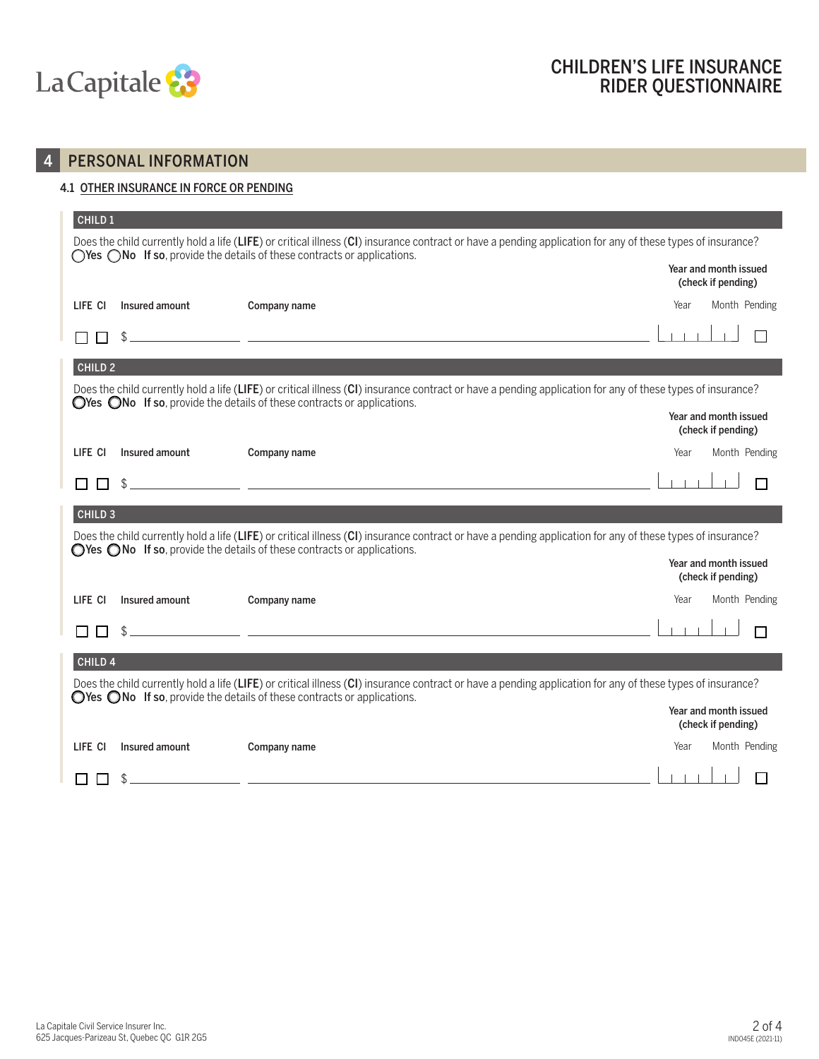# CHILDREN'S LIFE INSURANCE RIDER QUESTIONNAIRE

## 4 PERSONAL INFORMATION

### 4.1 OTHER INSURANCE IN FORCE OR PENDING

**CHILD 1**

Does the child currently hold a life (**LIFE**) or critical illness (**CI**) insurance contract or have a pending application for any of these types of insurance?
◯ Yes ◯ No **If so**, provide the details of these contracts or applications.

| LIFE | CI | Insured amount | Company name | Year and month issued (check if pending) Year | Month | Pending |
|---|---|---|---|---|---|---|
| ☐ | ☐ | $ | | | | ☐ |

**CHILD 2**

Does the child currently hold a life (**LIFE**) or critical illness (**CI**) insurance contract or have a pending application for any of these types of insurance?
◯ Yes ◯ No **If so**, provide the details of these contracts or applications.

| LIFE | CI | Insured amount | Company name | Year and month issued (check if pending) Year | Month | Pending |
|---|---|---|---|---|---|---|
| ☐ | ☐ | $ | | | | ☐ |

**CHILD 3**

Does the child currently hold a life (**LIFE**) or critical illness (**CI**) insurance contract or have a pending application for any of these types of insurance?
◯ Yes ◯ No **If so**, provide the details of these contracts or applications.

| LIFE | CI | Insured amount | Company name | Year and month issued (check if pending) Year | Month | Pending |
|---|---|---|---|---|---|---|
| ☐ | ☐ | $ | | | | ☐ |

**CHILD 4**

Does the child currently hold a life (**LIFE**) or critical illness (**CI**) insurance contract or have a pending application for any of these types of insurance?
◯ Yes ◯ No **If so**, provide the details of these contracts or applications.

| LIFE | CI | Insured amount | Company name | Year and month issued (check if pending) Year | Month | Pending |
|---|---|---|---|---|---|---|
| ☐ | ☐ | $ | | | | ☐ |

La Capitale Civil Service Insurer Inc.
625 Jacques-Parizeau St, Quebec QC G1R 2G5

IND045E (2021-11)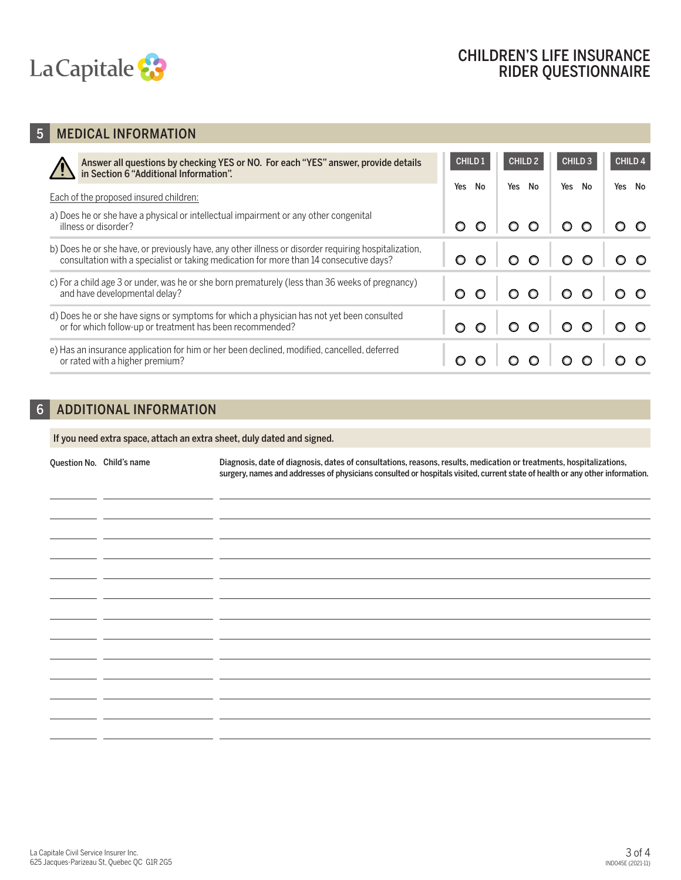# CHILDREN'S LIFE INSURANCE RIDER QUESTIONNAIRE

## 5 MEDICAL INFORMATION

**Answer all questions by checking YES or NO. For each "YES" answer, provide details in Section 6 "Additional Information".**

Each of the proposed insured children:

| | CHILD 1 | | CHILD 2 | | CHILD 3 | | CHILD 4 | |
|---|---|---|---|---|---|---|---|---|
| | Yes | No | Yes | No | Yes | No | Yes | No |
| a) Does he or she have a physical or intellectual impairment or any other congenital illness or disorder? | ○ | ○ | ○ | ○ | ○ | ○ | ○ | ○ |
| b) Does he or she have, or previously have, any other illness or disorder requiring hospitalization, consultation with a specialist or taking medication for more than 14 consecutive days? | ○ | ○ | ○ | ○ | ○ | ○ | ○ | ○ |
| c) For a child age 3 or under, was he or she born prematurely (less than 36 weeks of pregnancy) and have developmental delay? | ○ | ○ | ○ | ○ | ○ | ○ | ○ | ○ |
| d) Does he or she have signs or symptoms for which a physician has not yet been consulted or for which follow-up or treatment has been recommended? | ○ | ○ | ○ | ○ | ○ | ○ | ○ | ○ |
| e) Has an insurance application for him or her been declined, modified, cancelled, deferred or rated with a higher premium? | ○ | ○ | ○ | ○ | ○ | ○ | ○ | ○ |

## 6 ADDITIONAL INFORMATION

**If you need extra space, attach an extra sheet, duly dated and signed.**

| Question No. | Child's name | Diagnosis, date of diagnosis, dates of consultations, reasons, results, medication or treatments, hospitalizations, surgery, names and addresses of physicians consulted or hospitals visited, current state of health or any other information. |
|---|---|---|
| | | |
| | | |
| | | |
| | | |
| | | |
| | | |
| | | |
| | | |
| | | |
| | | |
| | | |
| | | |

La Capitale Civil Service Insurer Inc.
625 Jacques-Parizeau St, Quebec QC G1R 2G5

IND045E (2021-11)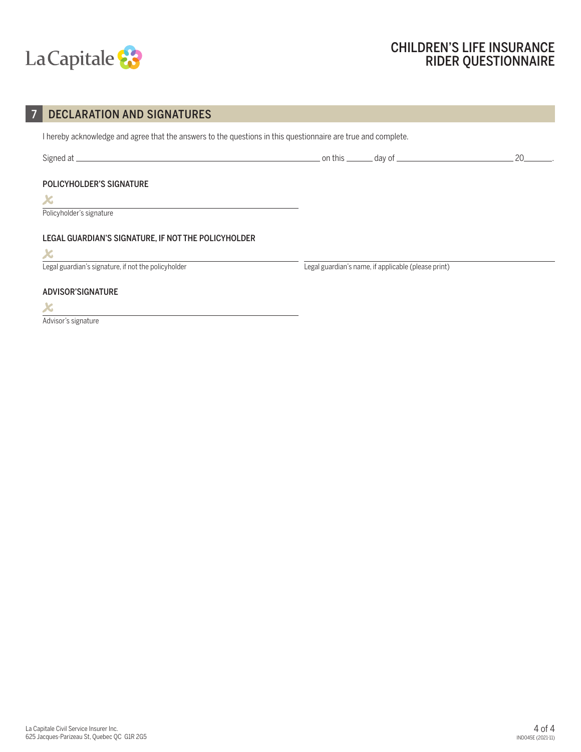# CHILDREN'S LIFE INSURANCE RIDER QUESTIONNAIRE

## 7 DECLARATION AND SIGNATURES

I hereby acknowledge and agree that the answers to the questions in this questionnaire are true and complete.

Signed at ______________________________ on this ______ day of ______________________ 20______.

### POLICYHOLDER'S SIGNATURE

✗ ______________________________
Policyholder's signature

### LEGAL GUARDIAN'S SIGNATURE, IF NOT THE POLICYHOLDER

✗ ______________________________
Legal guardian's signature, if not the policyholder

______________________________
Legal guardian's name, if applicable (please print)

### ADVISOR'SIGNATURE

✗ ______________________________
Advisor's signature

La Capitale Civil Service Insurer Inc.
625 Jacques-Parizeau St, Quebec QC G1R 2G5

IND045E (2021-11)